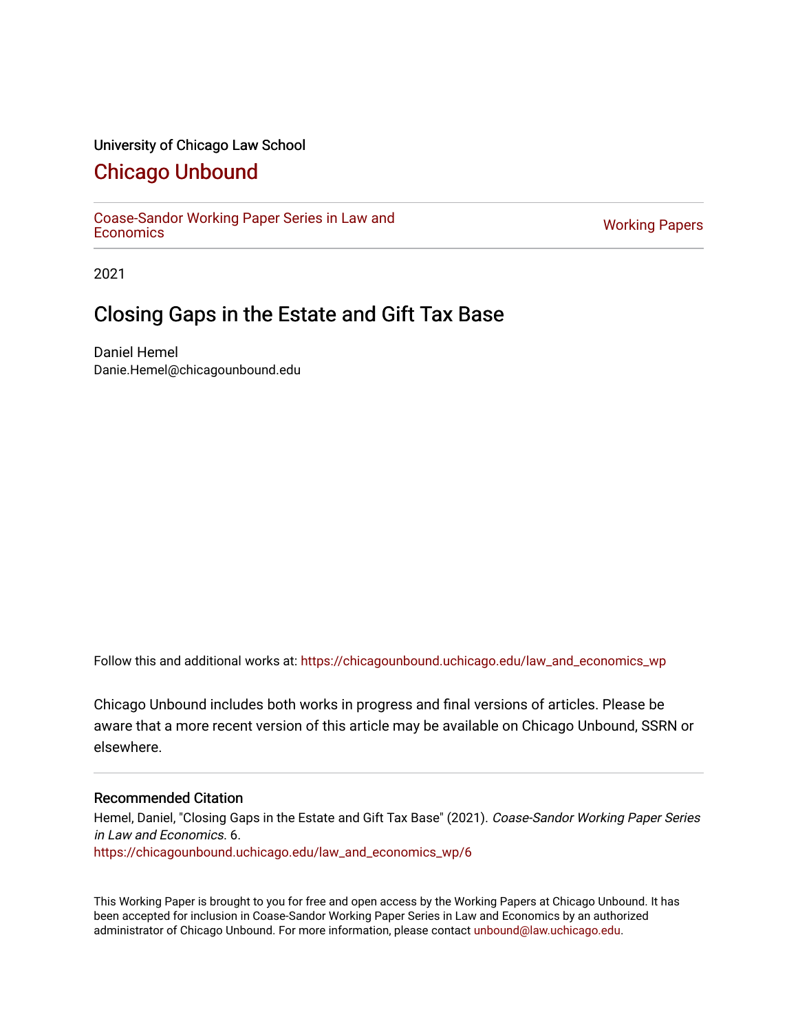University of Chicago Law School

# Chicago Unbound

Coase-Sandor Working Paper Series in Law and Economics | Working Papers

2021

## Closing Gaps in the Estate and Gift Tax Base

Daniel Hemel
Danie.Hemel@chicagounbound.edu

Follow this and additional works at: https://chicagounbound.uchicago.edu/law_and_economics_wp

Chicago Unbound includes both works in progress and final versions of articles. Please be aware that a more recent version of this article may be available on Chicago Unbound, SSRN or elsewhere.

### Recommended Citation

Hemel, Daniel, "Closing Gaps in the Estate and Gift Tax Base" (2021). *Coase-Sandor Working Paper Series in Law and Economics*. 6.
https://chicagounbound.uchicago.edu/law_and_economics_wp/6

This Working Paper is brought to you for free and open access by the Working Papers at Chicago Unbound. It has been accepted for inclusion in Coase-Sandor Working Paper Series in Law and Economics by an authorized administrator of Chicago Unbound. For more information, please contact unbound@law.uchicago.edu.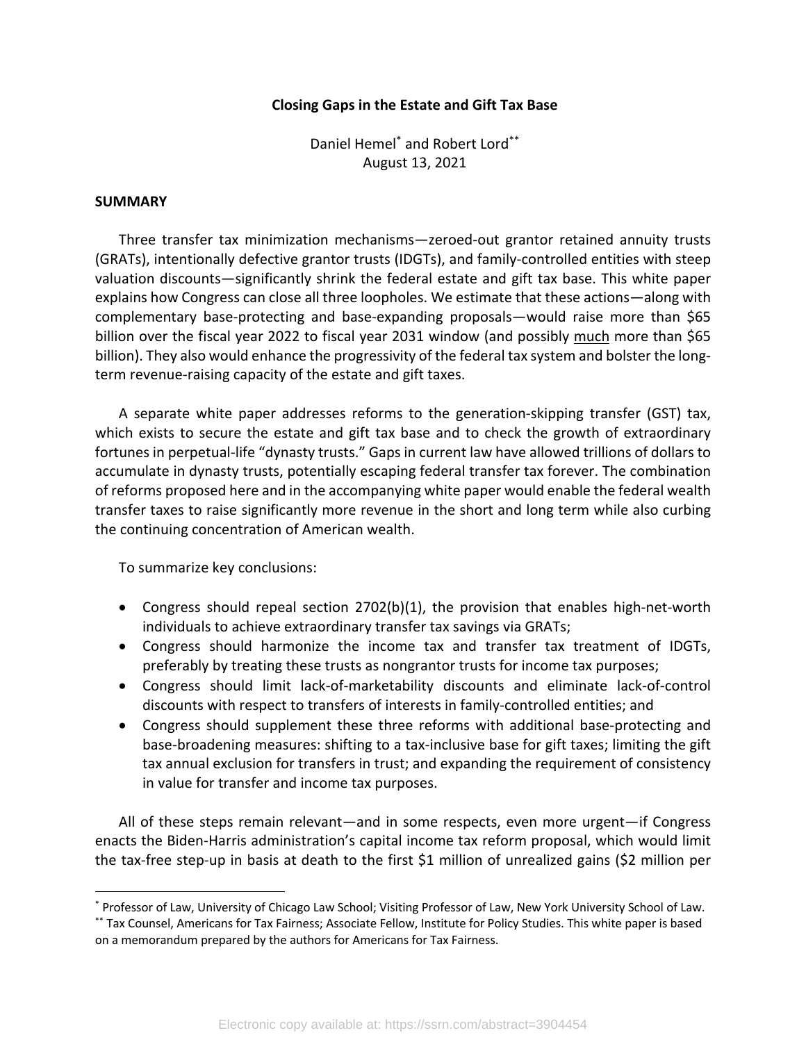**Closing Gaps in the Estate and Gift Tax Base**

Daniel Hemel[*] and Robert Lord[**]
August 13, 2021

**SUMMARY**

Three transfer tax minimization mechanisms—zeroed-out grantor retained annuity trusts (GRATs), intentionally defective grantor trusts (IDGTs), and family-controlled entities with steep valuation discounts—significantly shrink the federal estate and gift tax base. This white paper explains how Congress can close all three loopholes. We estimate that these actions—along with complementary base-protecting and base-expanding proposals—would raise more than $65 billion over the fiscal year 2022 to fiscal year 2031 window (and possibly <u>much</u> more than $65 billion). They also would enhance the progressivity of the federal tax system and bolster the long-term revenue-raising capacity of the estate and gift taxes.

A separate white paper addresses reforms to the generation-skipping transfer (GST) tax, which exists to secure the estate and gift tax base and to check the growth of extraordinary fortunes in perpetual-life "dynasty trusts." Gaps in current law have allowed trillions of dollars to accumulate in dynasty trusts, potentially escaping federal transfer tax forever. The combination of reforms proposed here and in the accompanying white paper would enable the federal wealth transfer taxes to raise significantly more revenue in the short and long term while also curbing the continuing concentration of American wealth.

To summarize key conclusions:

- Congress should repeal section 2702(b)(1), the provision that enables high-net-worth individuals to achieve extraordinary transfer tax savings via GRATs;
- Congress should harmonize the income tax and transfer tax treatment of IDGTs, preferably by treating these trusts as nongrantor trusts for income tax purposes;
- Congress should limit lack-of-marketability discounts and eliminate lack-of-control discounts with respect to transfers of interests in family-controlled entities; and
- Congress should supplement these three reforms with additional base-protecting and base-broadening measures: shifting to a tax-inclusive base for gift taxes; limiting the gift tax annual exclusion for transfers in trust; and expanding the requirement of consistency in value for transfer and income tax purposes.

All of these steps remain relevant—and in some respects, even more urgent—if Congress enacts the Biden-Harris administration's capital income tax reform proposal, which would limit the tax-free step-up in basis at death to the first $1 million of unrealized gains ($2 million per

---

[*] Professor of Law, University of Chicago Law School; Visiting Professor of Law, New York University School of Law.

[**] Tax Counsel, Americans for Tax Fairness; Associate Fellow, Institute for Policy Studies. This white paper is based on a memorandum prepared by the authors for Americans for Tax Fairness.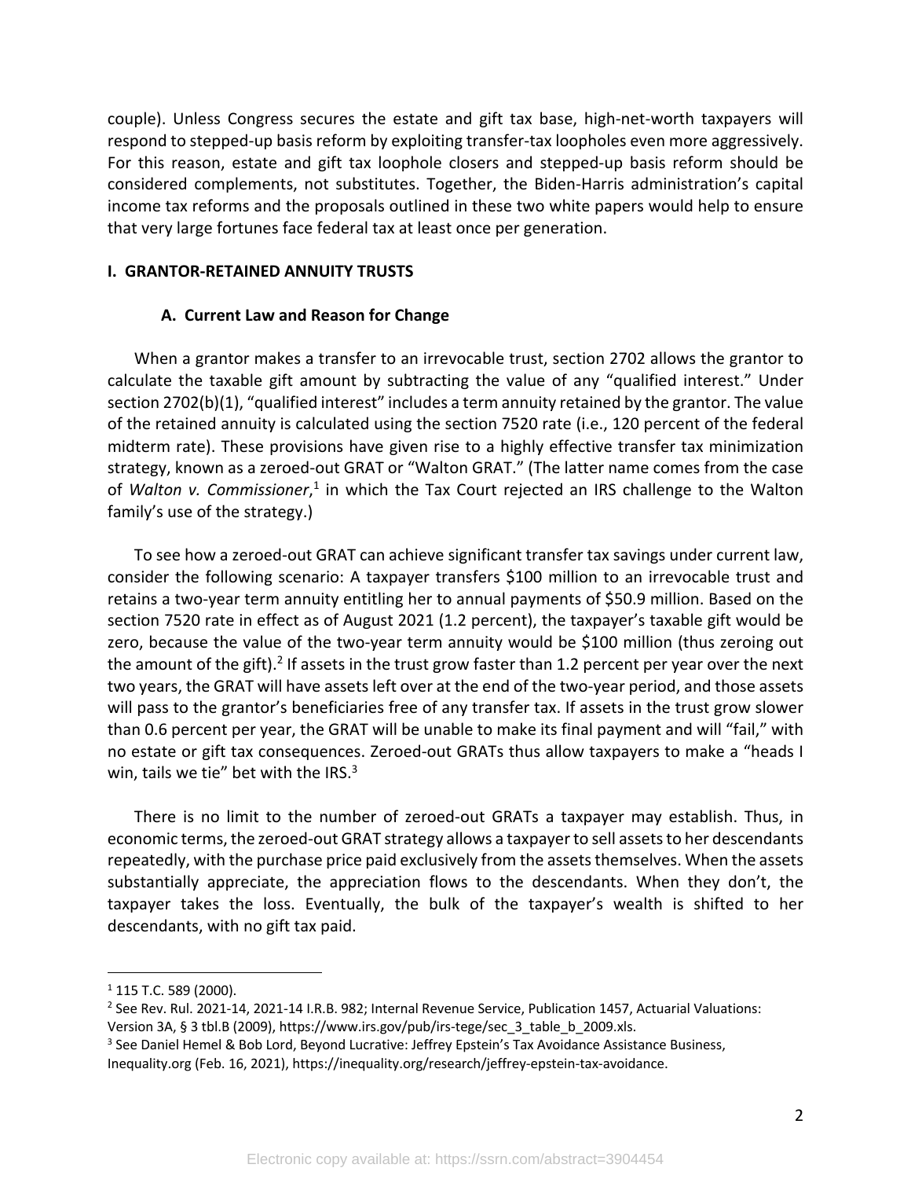couple). Unless Congress secures the estate and gift tax base, high-net-worth taxpayers will respond to stepped-up basis reform by exploiting transfer-tax loopholes even more aggressively. For this reason, estate and gift tax loophole closers and stepped-up basis reform should be considered complements, not substitutes. Together, the Biden-Harris administration's capital income tax reforms and the proposals outlined in these two white papers would help to ensure that very large fortunes face federal tax at least once per generation.

## I. GRANTOR-RETAINED ANNUITY TRUSTS

### A. Current Law and Reason for Change

When a grantor makes a transfer to an irrevocable trust, section 2702 allows the grantor to calculate the taxable gift amount by subtracting the value of any "qualified interest." Under section 2702(b)(1), "qualified interest" includes a term annuity retained by the grantor. The value of the retained annuity is calculated using the section 7520 rate (i.e., 120 percent of the federal midterm rate). These provisions have given rise to a highly effective transfer tax minimization strategy, known as a zeroed-out GRAT or "Walton GRAT." (The latter name comes from the case of *Walton v. Commissioner*,[1] in which the Tax Court rejected an IRS challenge to the Walton family's use of the strategy.)

To see how a zeroed-out GRAT can achieve significant transfer tax savings under current law, consider the following scenario: A taxpayer transfers $100 million to an irrevocable trust and retains a two-year term annuity entitling her to annual payments of $50.9 million. Based on the section 7520 rate in effect as of August 2021 (1.2 percent), the taxpayer's taxable gift would be zero, because the value of the two-year term annuity would be $100 million (thus zeroing out the amount of the gift).[2] If assets in the trust grow faster than 1.2 percent per year over the next two years, the GRAT will have assets left over at the end of the two-year period, and those assets will pass to the grantor's beneficiaries free of any transfer tax. If assets in the trust grow slower than 0.6 percent per year, the GRAT will be unable to make its final payment and will "fail," with no estate or gift tax consequences. Zeroed-out GRATs thus allow taxpayers to make a "heads I win, tails we tie" bet with the IRS.[3]

There is no limit to the number of zeroed-out GRATs a taxpayer may establish. Thus, in economic terms, the zeroed-out GRAT strategy allows a taxpayer to sell assets to her descendants repeatedly, with the purchase price paid exclusively from the assets themselves. When the assets substantially appreciate, the appreciation flows to the descendants. When they don't, the taxpayer takes the loss. Eventually, the bulk of the taxpayer's wealth is shifted to her descendants, with no gift tax paid.

---

[1] 115 T.C. 589 (2000).

[2] See Rev. Rul. 2021-14, 2021-14 I.R.B. 982; Internal Revenue Service, Publication 1457, Actuarial Valuations: Version 3A, § 3 tbl.B (2009), https://www.irs.gov/pub/irs-tege/sec_3_table_b_2009.xls.

[3] See Daniel Hemel & Bob Lord, Beyond Lucrative: Jeffrey Epstein's Tax Avoidance Assistance Business, Inequality.org (Feb. 16, 2021), https://inequality.org/research/jeffrey-epstein-tax-avoidance.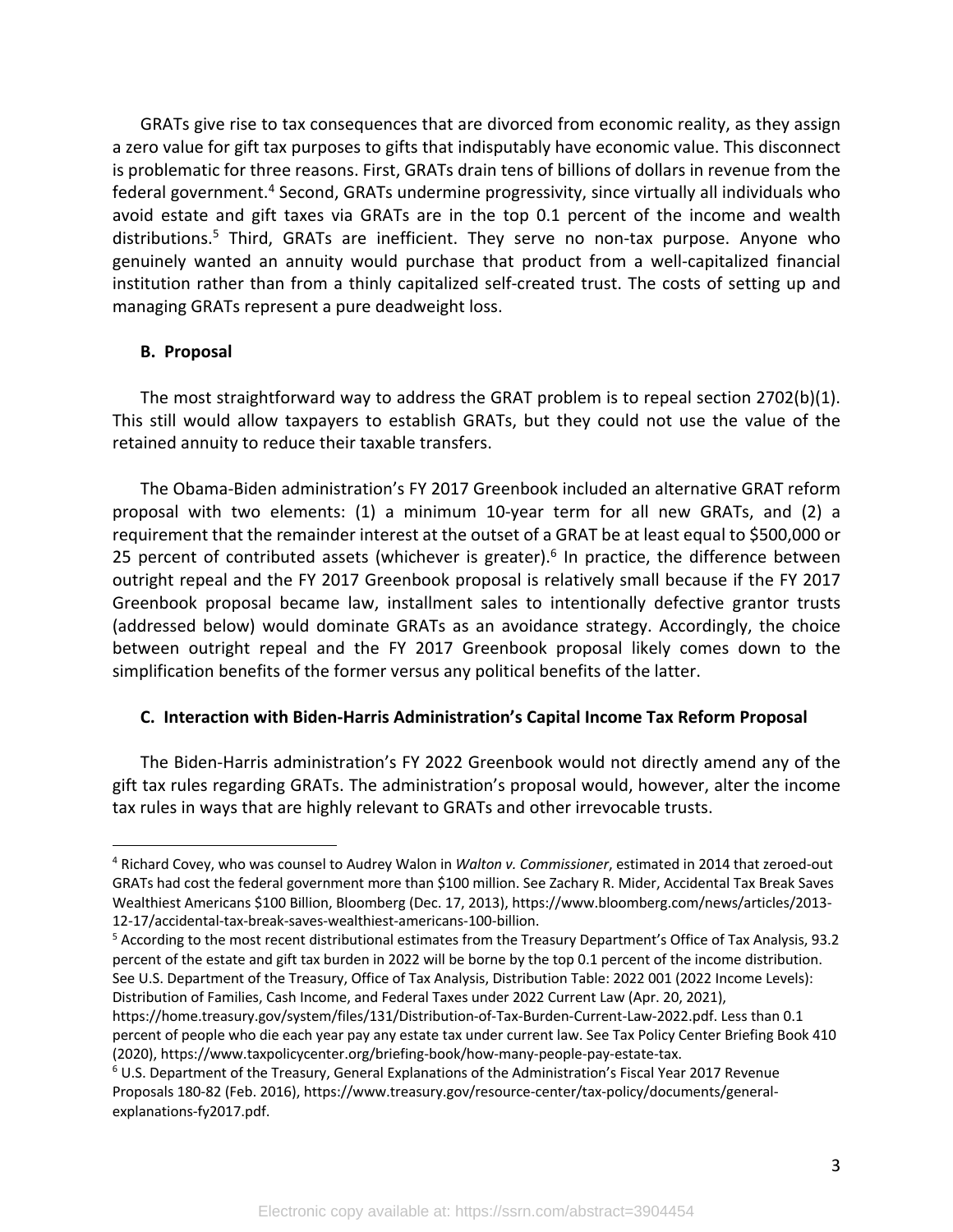GRATs give rise to tax consequences that are divorced from economic reality, as they assign a zero value for gift tax purposes to gifts that indisputably have economic value. This disconnect is problematic for three reasons. First, GRATs drain tens of billions of dollars in revenue from the federal government.[4] Second, GRATs undermine progressivity, since virtually all individuals who avoid estate and gift taxes via GRATs are in the top 0.1 percent of the income and wealth distributions.[5] Third, GRATs are inefficient. They serve no non-tax purpose. Anyone who genuinely wanted an annuity would purchase that product from a well-capitalized financial institution rather than from a thinly capitalized self-created trust. The costs of setting up and managing GRATs represent a pure deadweight loss.

### B. Proposal

The most straightforward way to address the GRAT problem is to repeal section 2702(b)(1). This still would allow taxpayers to establish GRATs, but they could not use the value of the retained annuity to reduce their taxable transfers.

The Obama-Biden administration's FY 2017 Greenbook included an alternative GRAT reform proposal with two elements: (1) a minimum 10-year term for all new GRATs, and (2) a requirement that the remainder interest at the outset of a GRAT be at least equal to $500,000 or 25 percent of contributed assets (whichever is greater).[6] In practice, the difference between outright repeal and the FY 2017 Greenbook proposal is relatively small because if the FY 2017 Greenbook proposal became law, installment sales to intentionally defective grantor trusts (addressed below) would dominate GRATs as an avoidance strategy. Accordingly, the choice between outright repeal and the FY 2017 Greenbook proposal likely comes down to the simplification benefits of the former versus any political benefits of the latter.

### C. Interaction with Biden-Harris Administration's Capital Income Tax Reform Proposal

The Biden-Harris administration's FY 2022 Greenbook would not directly amend any of the gift tax rules regarding GRATs. The administration's proposal would, however, alter the income tax rules in ways that are highly relevant to GRATs and other irrevocable trusts.

---

[4] Richard Covey, who was counsel to Audrey Walon in *Walton v. Commissioner*, estimated in 2014 that zeroed-out GRATs had cost the federal government more than $100 million. See Zachary R. Mider, Accidental Tax Break Saves Wealthiest Americans $100 Billion, Bloomberg (Dec. 17, 2013), https://www.bloomberg.com/news/articles/2013-12-17/accidental-tax-break-saves-wealthiest-americans-100-billion.

[5] According to the most recent distributional estimates from the Treasury Department's Office of Tax Analysis, 93.2 percent of the estate and gift tax burden in 2022 will be borne by the top 0.1 percent of the income distribution. See U.S. Department of the Treasury, Office of Tax Analysis, Distribution Table: 2022 001 (2022 Income Levels): Distribution of Families, Cash Income, and Federal Taxes under 2022 Current Law (Apr. 20, 2021), https://home.treasury.gov/system/files/131/Distribution-of-Tax-Burden-Current-Law-2022.pdf. Less than 0.1 percent of people who die each year pay any estate tax under current law. See Tax Policy Center Briefing Book 410 (2020), https://www.taxpolicycenter.org/briefing-book/how-many-people-pay-estate-tax.

[6] U.S. Department of the Treasury, General Explanations of the Administration's Fiscal Year 2017 Revenue Proposals 180-82 (Feb. 2016), https://www.treasury.gov/resource-center/tax-policy/documents/general-explanations-fy2017.pdf.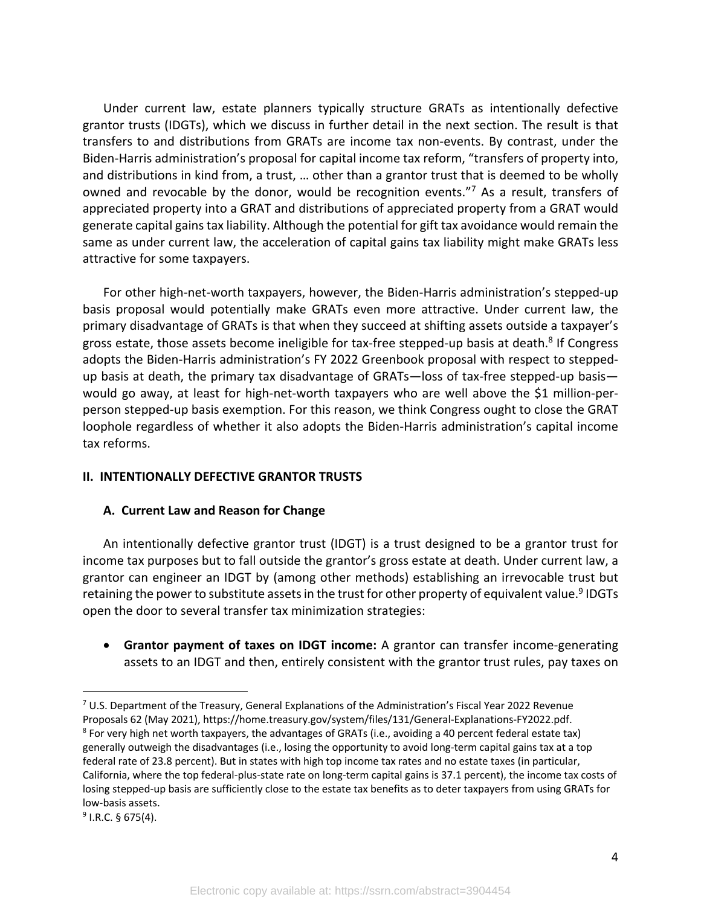Under current law, estate planners typically structure GRATs as intentionally defective grantor trusts (IDGTs), which we discuss in further detail in the next section. The result is that transfers to and distributions from GRATs are income tax non-events. By contrast, under the Biden-Harris administration's proposal for capital income tax reform, "transfers of property into, and distributions in kind from, a trust, … other than a grantor trust that is deemed to be wholly owned and revocable by the donor, would be recognition events."[7] As a result, transfers of appreciated property into a GRAT and distributions of appreciated property from a GRAT would generate capital gains tax liability. Although the potential for gift tax avoidance would remain the same as under current law, the acceleration of capital gains tax liability might make GRATs less attractive for some taxpayers.

For other high-net-worth taxpayers, however, the Biden-Harris administration's stepped-up basis proposal would potentially make GRATs even more attractive. Under current law, the primary disadvantage of GRATs is that when they succeed at shifting assets outside a taxpayer's gross estate, those assets become ineligible for tax-free stepped-up basis at death.[8] If Congress adopts the Biden-Harris administration's FY 2022 Greenbook proposal with respect to stepped-up basis at death, the primary tax disadvantage of GRATs—loss of tax-free stepped-up basis—would go away, at least for high-net-worth taxpayers who are well above the $1 million-per-person stepped-up basis exemption. For this reason, we think Congress ought to close the GRAT loophole regardless of whether it also adopts the Biden-Harris administration's capital income tax reforms.

## II. INTENTIONALLY DEFECTIVE GRANTOR TRUSTS

### A. Current Law and Reason for Change

An intentionally defective grantor trust (IDGT) is a trust designed to be a grantor trust for income tax purposes but to fall outside the grantor's gross estate at death. Under current law, a grantor can engineer an IDGT by (among other methods) establishing an irrevocable trust but retaining the power to substitute assets in the trust for other property of equivalent value.[9] IDGTs open the door to several transfer tax minimization strategies:

- **Grantor payment of taxes on IDGT income:** A grantor can transfer income-generating assets to an IDGT and then, entirely consistent with the grantor trust rules, pay taxes on

---

[7] U.S. Department of the Treasury, General Explanations of the Administration's Fiscal Year 2022 Revenue Proposals 62 (May 2021), https://home.treasury.gov/system/files/131/General-Explanations-FY2022.pdf.

[8] For very high net worth taxpayers, the advantages of GRATs (i.e., avoiding a 40 percent federal estate tax) generally outweigh the disadvantages (i.e., losing the opportunity to avoid long-term capital gains tax at a top federal rate of 23.8 percent). But in states with high top income tax rates and no estate taxes (in particular, California, where the top federal-plus-state rate on long-term capital gains is 37.1 percent), the income tax costs of losing stepped-up basis are sufficiently close to the estate tax benefits as to deter taxpayers from using GRATs for low-basis assets.

[9] I.R.C. § 675(4).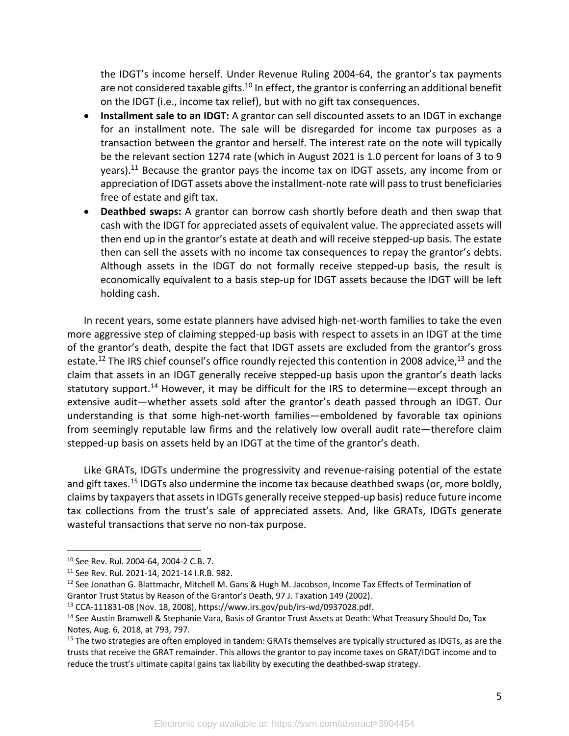the IDGT's income herself. Under Revenue Ruling 2004-64, the grantor's tax payments are not considered taxable gifts.[10] In effect, the grantor is conferring an additional benefit on the IDGT (i.e., income tax relief), but with no gift tax consequences.

- **Installment sale to an IDGT:** A grantor can sell discounted assets to an IDGT in exchange for an installment note. The sale will be disregarded for income tax purposes as a transaction between the grantor and herself. The interest rate on the note will typically be the relevant section 1274 rate (which in August 2021 is 1.0 percent for loans of 3 to 9 years).[11] Because the grantor pays the income tax on IDGT assets, any income from or appreciation of IDGT assets above the installment-note rate will pass to trust beneficiaries free of estate and gift tax.
- **Deathbed swaps:** A grantor can borrow cash shortly before death and then swap that cash with the IDGT for appreciated assets of equivalent value. The appreciated assets will then end up in the grantor's estate at death and will receive stepped-up basis. The estate then can sell the assets with no income tax consequences to repay the grantor's debts. Although assets in the IDGT do not formally receive stepped-up basis, the result is economically equivalent to a basis step-up for IDGT assets because the IDGT will be left holding cash.

In recent years, some estate planners have advised high-net-worth families to take the even more aggressive step of claiming stepped-up basis with respect to assets in an IDGT at the time of the grantor's death, despite the fact that IDGT assets are excluded from the grantor's gross estate.[12] The IRS chief counsel's office roundly rejected this contention in 2008 advice,[13] and the claim that assets in an IDGT generally receive stepped-up basis upon the grantor's death lacks statutory support.[14] However, it may be difficult for the IRS to determine—except through an extensive audit—whether assets sold after the grantor's death passed through an IDGT. Our understanding is that some high-net-worth families—emboldened by favorable tax opinions from seemingly reputable law firms and the relatively low overall audit rate—therefore claim stepped-up basis on assets held by an IDGT at the time of the grantor's death.

Like GRATs, IDGTs undermine the progressivity and revenue-raising potential of the estate and gift taxes.[15] IDGTs also undermine the income tax because deathbed swaps (or, more boldly, claims by taxpayers that assets in IDGTs generally receive stepped-up basis) reduce future income tax collections from the trust's sale of appreciated assets. And, like GRATs, IDGTs generate wasteful transactions that serve no non-tax purpose.

---

[10] See Rev. Rul. 2004-64, 2004-2 C.B. 7.

[11] See Rev. Rul. 2021-14, 2021-14 I.R.B. 982.

[12] See Jonathan G. Blattmachr, Mitchell M. Gans & Hugh M. Jacobson, Income Tax Effects of Termination of Grantor Trust Status by Reason of the Grantor's Death, 97 J. Taxation 149 (2002).

[13] CCA-111831-08 (Nov. 18, 2008), https://www.irs.gov/pub/irs-wd/0937028.pdf.

[14] See Austin Bramwell & Stephanie Vara, Basis of Grantor Trust Assets at Death: What Treasury Should Do, Tax Notes, Aug. 6, 2018, at 793, 797.

[15] The two strategies are often employed in tandem: GRATs themselves are typically structured as IDGTs, as are the trusts that receive the GRAT remainder. This allows the grantor to pay income taxes on GRAT/IDGT income and to reduce the trust's ultimate capital gains tax liability by executing the deathbed-swap strategy.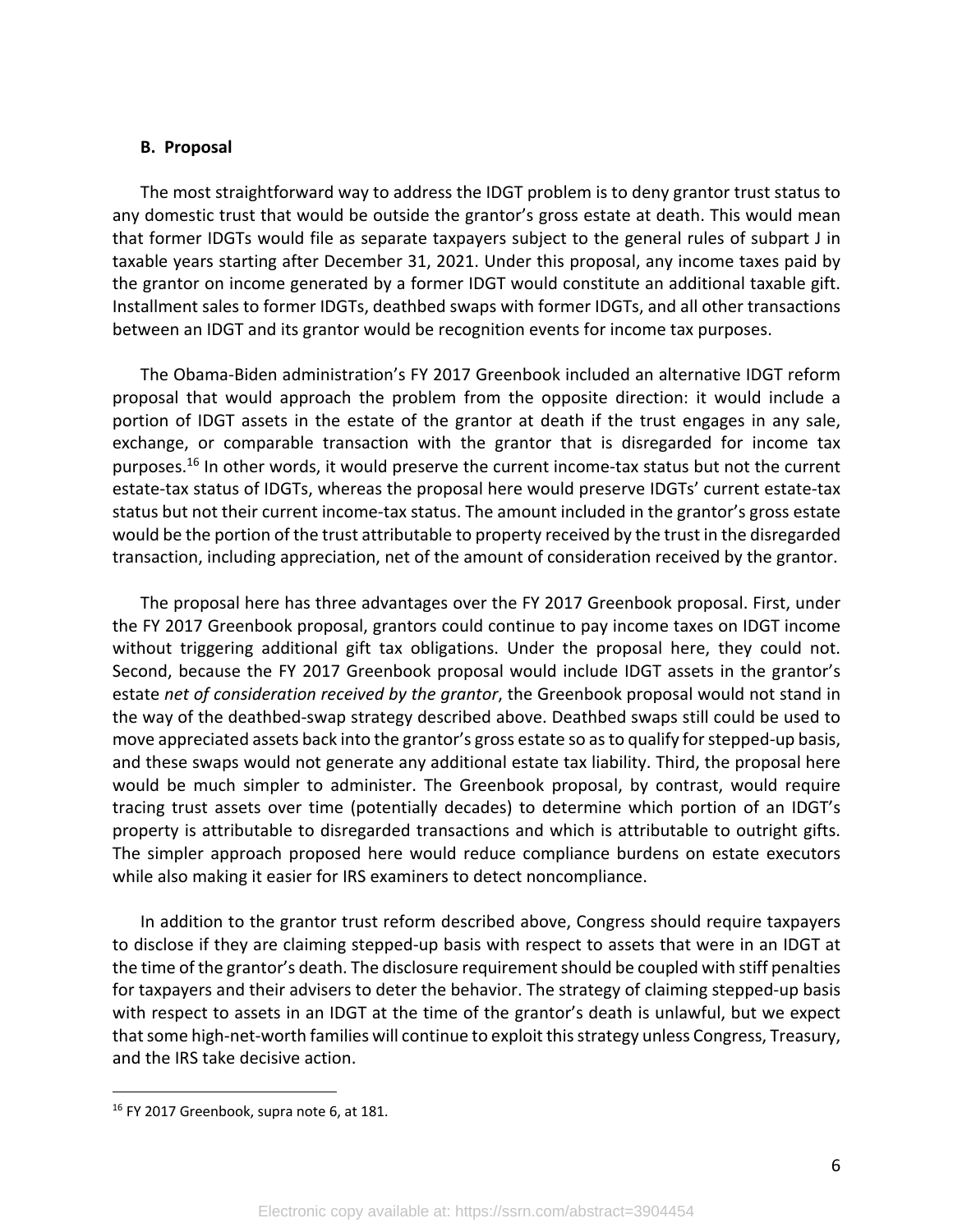### B. Proposal

The most straightforward way to address the IDGT problem is to deny grantor trust status to any domestic trust that would be outside the grantor's gross estate at death. This would mean that former IDGTs would file as separate taxpayers subject to the general rules of subpart J in taxable years starting after December 31, 2021. Under this proposal, any income taxes paid by the grantor on income generated by a former IDGT would constitute an additional taxable gift. Installment sales to former IDGTs, deathbed swaps with former IDGTs, and all other transactions between an IDGT and its grantor would be recognition events for income tax purposes.

The Obama-Biden administration's FY 2017 Greenbook included an alternative IDGT reform proposal that would approach the problem from the opposite direction: it would include a portion of IDGT assets in the estate of the grantor at death if the trust engages in any sale, exchange, or comparable transaction with the grantor that is disregarded for income tax purposes.[16] In other words, it would preserve the current income-tax status but not the current estate-tax status of IDGTs, whereas the proposal here would preserve IDGTs' current estate-tax status but not their current income-tax status. The amount included in the grantor's gross estate would be the portion of the trust attributable to property received by the trust in the disregarded transaction, including appreciation, net of the amount of consideration received by the grantor.

The proposal here has three advantages over the FY 2017 Greenbook proposal. First, under the FY 2017 Greenbook proposal, grantors could continue to pay income taxes on IDGT income without triggering additional gift tax obligations. Under the proposal here, they could not. Second, because the FY 2017 Greenbook proposal would include IDGT assets in the grantor's estate *net of consideration received by the grantor*, the Greenbook proposal would not stand in the way of the deathbed-swap strategy described above. Deathbed swaps still could be used to move appreciated assets back into the grantor's gross estate so as to qualify for stepped-up basis, and these swaps would not generate any additional estate tax liability. Third, the proposal here would be much simpler to administer. The Greenbook proposal, by contrast, would require tracing trust assets over time (potentially decades) to determine which portion of an IDGT's property is attributable to disregarded transactions and which is attributable to outright gifts. The simpler approach proposed here would reduce compliance burdens on estate executors while also making it easier for IRS examiners to detect noncompliance.

In addition to the grantor trust reform described above, Congress should require taxpayers to disclose if they are claiming stepped-up basis with respect to assets that were in an IDGT at the time of the grantor's death. The disclosure requirement should be coupled with stiff penalties for taxpayers and their advisers to deter the behavior. The strategy of claiming stepped-up basis with respect to assets in an IDGT at the time of the grantor's death is unlawful, but we expect that some high-net-worth families will continue to exploit this strategy unless Congress, Treasury, and the IRS take decisive action.

---

[16] FY 2017 Greenbook, supra note 6, at 181.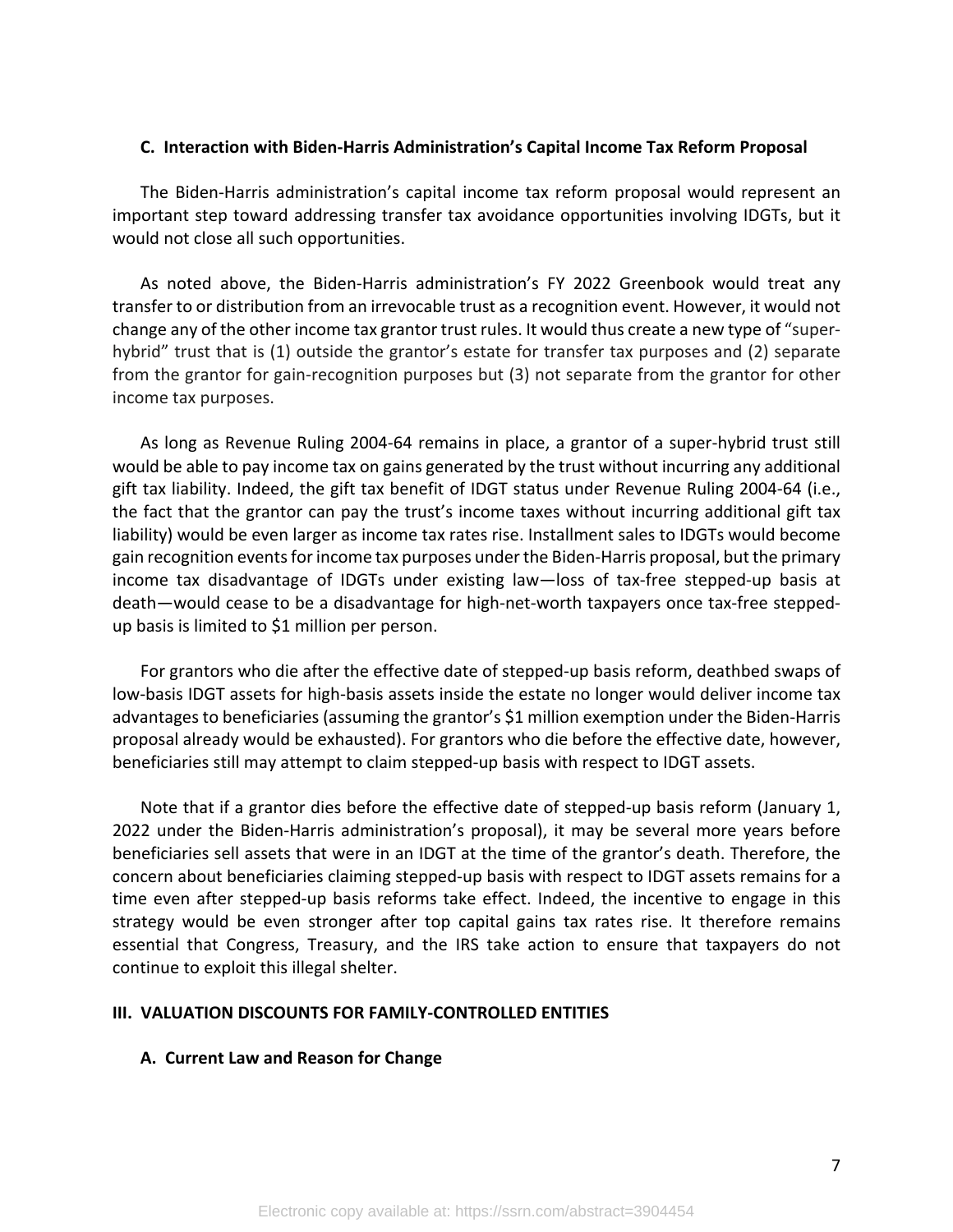### C. Interaction with Biden-Harris Administration's Capital Income Tax Reform Proposal

The Biden-Harris administration's capital income tax reform proposal would represent an important step toward addressing transfer tax avoidance opportunities involving IDGTs, but it would not close all such opportunities.

As noted above, the Biden-Harris administration's FY 2022 Greenbook would treat any transfer to or distribution from an irrevocable trust as a recognition event. However, it would not change any of the other income tax grantor trust rules. It would thus create a new type of "super-hybrid" trust that is (1) outside the grantor's estate for transfer tax purposes and (2) separate from the grantor for gain-recognition purposes but (3) not separate from the grantor for other income tax purposes.

As long as Revenue Ruling 2004-64 remains in place, a grantor of a super-hybrid trust still would be able to pay income tax on gains generated by the trust without incurring any additional gift tax liability. Indeed, the gift tax benefit of IDGT status under Revenue Ruling 2004-64 (i.e., the fact that the grantor can pay the trust's income taxes without incurring additional gift tax liability) would be even larger as income tax rates rise. Installment sales to IDGTs would become gain recognition events for income tax purposes under the Biden-Harris proposal, but the primary income tax disadvantage of IDGTs under existing law—loss of tax-free stepped-up basis at death—would cease to be a disadvantage for high-net-worth taxpayers once tax-free stepped-up basis is limited to $1 million per person.

For grantors who die after the effective date of stepped-up basis reform, deathbed swaps of low-basis IDGT assets for high-basis assets inside the estate no longer would deliver income tax advantages to beneficiaries (assuming the grantor's $1 million exemption under the Biden-Harris proposal already would be exhausted). For grantors who die before the effective date, however, beneficiaries still may attempt to claim stepped-up basis with respect to IDGT assets.

Note that if a grantor dies before the effective date of stepped-up basis reform (January 1, 2022 under the Biden-Harris administration's proposal), it may be several more years before beneficiaries sell assets that were in an IDGT at the time of the grantor's death. Therefore, the concern about beneficiaries claiming stepped-up basis with respect to IDGT assets remains for a time even after stepped-up basis reforms take effect. Indeed, the incentive to engage in this strategy would be even stronger after top capital gains tax rates rise. It therefore remains essential that Congress, Treasury, and the IRS take action to ensure that taxpayers do not continue to exploit this illegal shelter.

## III. VALUATION DISCOUNTS FOR FAMILY-CONTROLLED ENTITIES

### A. Current Law and Reason for Change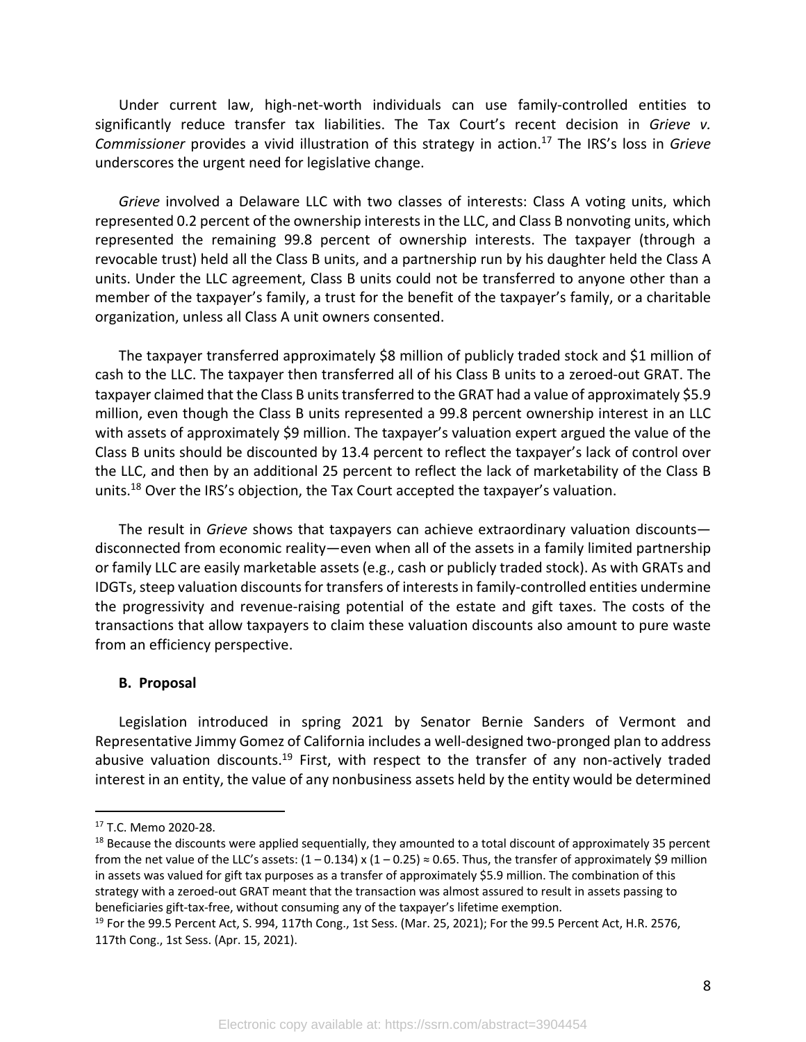Under current law, high-net-worth individuals can use family-controlled entities to significantly reduce transfer tax liabilities. The Tax Court's recent decision in *Grieve v. Commissioner* provides a vivid illustration of this strategy in action.[17] The IRS's loss in *Grieve* underscores the urgent need for legislative change.

*Grieve* involved a Delaware LLC with two classes of interests: Class A voting units, which represented 0.2 percent of the ownership interests in the LLC, and Class B nonvoting units, which represented the remaining 99.8 percent of ownership interests. The taxpayer (through a revocable trust) held all the Class B units, and a partnership run by his daughter held the Class A units. Under the LLC agreement, Class B units could not be transferred to anyone other than a member of the taxpayer's family, a trust for the benefit of the taxpayer's family, or a charitable organization, unless all Class A unit owners consented.

The taxpayer transferred approximately $8 million of publicly traded stock and $1 million of cash to the LLC. The taxpayer then transferred all of his Class B units to a zeroed-out GRAT. The taxpayer claimed that the Class B units transferred to the GRAT had a value of approximately $5.9 million, even though the Class B units represented a 99.8 percent ownership interest in an LLC with assets of approximately $9 million. The taxpayer's valuation expert argued the value of the Class B units should be discounted by 13.4 percent to reflect the taxpayer's lack of control over the LLC, and then by an additional 25 percent to reflect the lack of marketability of the Class B units.[18] Over the IRS's objection, the Tax Court accepted the taxpayer's valuation.

The result in *Grieve* shows that taxpayers can achieve extraordinary valuation discounts—disconnected from economic reality—even when all of the assets in a family limited partnership or family LLC are easily marketable assets (e.g., cash or publicly traded stock). As with GRATs and IDGTs, steep valuation discounts for transfers of interests in family-controlled entities undermine the progressivity and revenue-raising potential of the estate and gift taxes. The costs of the transactions that allow taxpayers to claim these valuation discounts also amount to pure waste from an efficiency perspective.

**B. Proposal**

Legislation introduced in spring 2021 by Senator Bernie Sanders of Vermont and Representative Jimmy Gomez of California includes a well-designed two-pronged plan to address abusive valuation discounts.[19] First, with respect to the transfer of any non-actively traded interest in an entity, the value of any nonbusiness assets held by the entity would be determined

---

[17] T.C. Memo 2020-28.

[18] Because the discounts were applied sequentially, they amounted to a total discount of approximately 35 percent from the net value of the LLC's assets: $(1 – 0.134) \times (1 – 0.25) \approx 0.65$. Thus, the transfer of approximately $9 million in assets was valued for gift tax purposes as a transfer of approximately $5.9 million. The combination of this strategy with a zeroed-out GRAT meant that the transaction was almost assured to result in assets passing to beneficiaries gift-tax-free, without consuming any of the taxpayer's lifetime exemption.

[19] For the 99.5 Percent Act, S. 994, 117th Cong., 1st Sess. (Mar. 25, 2021); For the 99.5 Percent Act, H.R. 2576, 117th Cong., 1st Sess. (Apr. 15, 2021).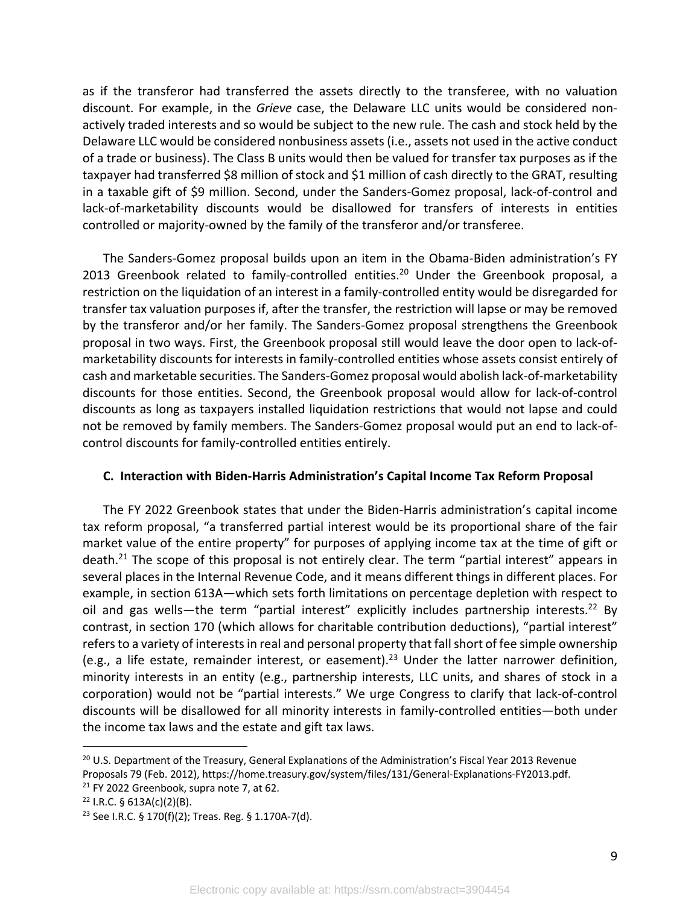as if the transferor had transferred the assets directly to the transferee, with no valuation discount. For example, in the *Grieve* case, the Delaware LLC units would be considered non-actively traded interests and so would be subject to the new rule. The cash and stock held by the Delaware LLC would be considered nonbusiness assets (i.e., assets not used in the active conduct of a trade or business). The Class B units would then be valued for transfer tax purposes as if the taxpayer had transferred $8 million of stock and $1 million of cash directly to the GRAT, resulting in a taxable gift of $9 million. Second, under the Sanders-Gomez proposal, lack-of-control and lack-of-marketability discounts would be disallowed for transfers of interests in entities controlled or majority-owned by the family of the transferor and/or transferee.

The Sanders-Gomez proposal builds upon an item in the Obama-Biden administration's FY 2013 Greenbook related to family-controlled entities.[20] Under the Greenbook proposal, a restriction on the liquidation of an interest in a family-controlled entity would be disregarded for transfer tax valuation purposes if, after the transfer, the restriction will lapse or may be removed by the transferor and/or her family. The Sanders-Gomez proposal strengthens the Greenbook proposal in two ways. First, the Greenbook proposal still would leave the door open to lack-of-marketability discounts for interests in family-controlled entities whose assets consist entirely of cash and marketable securities. The Sanders-Gomez proposal would abolish lack-of-marketability discounts for those entities. Second, the Greenbook proposal would allow for lack-of-control discounts as long as taxpayers installed liquidation restrictions that would not lapse and could not be removed by family members. The Sanders-Gomez proposal would put an end to lack-of-control discounts for family-controlled entities entirely.

### C. Interaction with Biden-Harris Administration's Capital Income Tax Reform Proposal

The FY 2022 Greenbook states that under the Biden-Harris administration's capital income tax reform proposal, "a transferred partial interest would be its proportional share of the fair market value of the entire property" for purposes of applying income tax at the time of gift or death.[21] The scope of this proposal is not entirely clear. The term "partial interest" appears in several places in the Internal Revenue Code, and it means different things in different places. For example, in section 613A—which sets forth limitations on percentage depletion with respect to oil and gas wells—the term "partial interest" explicitly includes partnership interests.[22] By contrast, in section 170 (which allows for charitable contribution deductions), "partial interest" refers to a variety of interests in real and personal property that fall short of fee simple ownership (e.g., a life estate, remainder interest, or easement).[23] Under the latter narrower definition, minority interests in an entity (e.g., partnership interests, LLC units, and shares of stock in a corporation) would not be "partial interests." We urge Congress to clarify that lack-of-control discounts will be disallowed for all minority interests in family-controlled entities—both under the income tax laws and the estate and gift tax laws.

---

[20] U.S. Department of the Treasury, General Explanations of the Administration's Fiscal Year 2013 Revenue Proposals 79 (Feb. 2012), https://home.treasury.gov/system/files/131/General-Explanations-FY2013.pdf.

[21] FY 2022 Greenbook, supra note 7, at 62.

[22] I.R.C. § 613A(c)(2)(B).

[23] See I.R.C. § 170(f)(2); Treas. Reg. § 1.170A-7(d).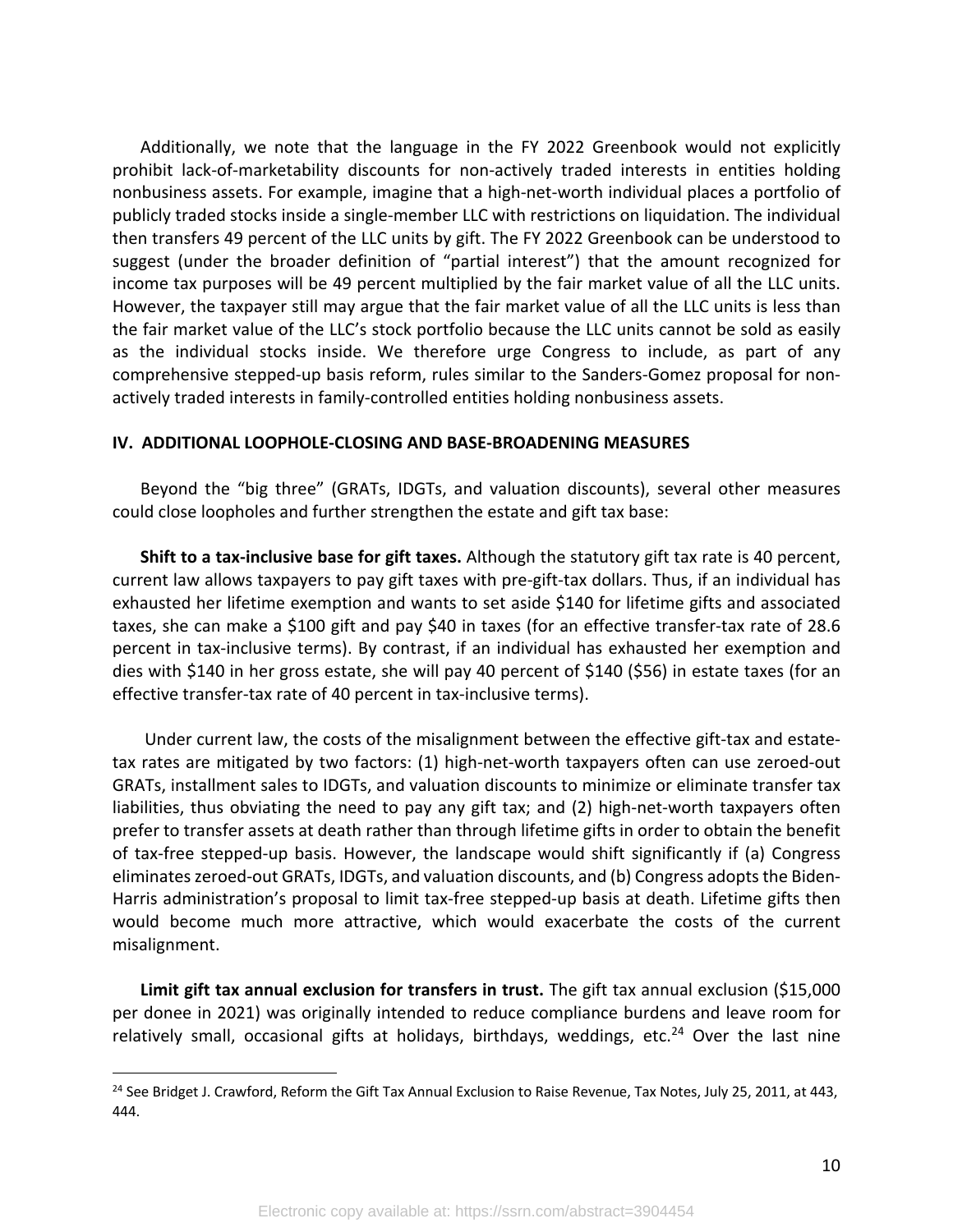Additionally, we note that the language in the FY 2022 Greenbook would not explicitly prohibit lack-of-marketability discounts for non-actively traded interests in entities holding nonbusiness assets. For example, imagine that a high-net-worth individual places a portfolio of publicly traded stocks inside a single-member LLC with restrictions on liquidation. The individual then transfers 49 percent of the LLC units by gift. The FY 2022 Greenbook can be understood to suggest (under the broader definition of "partial interest") that the amount recognized for income tax purposes will be 49 percent multiplied by the fair market value of all the LLC units. However, the taxpayer still may argue that the fair market value of all the LLC units is less than the fair market value of the LLC's stock portfolio because the LLC units cannot be sold as easily as the individual stocks inside. We therefore urge Congress to include, as part of any comprehensive stepped-up basis reform, rules similar to the Sanders-Gomez proposal for non-actively traded interests in family-controlled entities holding nonbusiness assets.

## IV. ADDITIONAL LOOPHOLE-CLOSING AND BASE-BROADENING MEASURES

Beyond the "big three" (GRATs, IDGTs, and valuation discounts), several other measures could close loopholes and further strengthen the estate and gift tax base:

**Shift to a tax-inclusive base for gift taxes.** Although the statutory gift tax rate is 40 percent, current law allows taxpayers to pay gift taxes with pre-gift-tax dollars. Thus, if an individual has exhausted her lifetime exemption and wants to set aside $140 for lifetime gifts and associated taxes, she can make a $100 gift and pay $40 in taxes (for an effective transfer-tax rate of 28.6 percent in tax-inclusive terms). By contrast, if an individual has exhausted her exemption and dies with $140 in her gross estate, she will pay 40 percent of $140 ($56) in estate taxes (for an effective transfer-tax rate of 40 percent in tax-inclusive terms).

Under current law, the costs of the misalignment between the effective gift-tax and estate-tax rates are mitigated by two factors: (1) high-net-worth taxpayers often can use zeroed-out GRATs, installment sales to IDGTs, and valuation discounts to minimize or eliminate transfer tax liabilities, thus obviating the need to pay any gift tax; and (2) high-net-worth taxpayers often prefer to transfer assets at death rather than through lifetime gifts in order to obtain the benefit of tax-free stepped-up basis. However, the landscape would shift significantly if (a) Congress eliminates zeroed-out GRATs, IDGTs, and valuation discounts, and (b) Congress adopts the Biden-Harris administration's proposal to limit tax-free stepped-up basis at death. Lifetime gifts then would become much more attractive, which would exacerbate the costs of the current misalignment.

**Limit gift tax annual exclusion for transfers in trust.** The gift tax annual exclusion ($15,000 per donee in 2021) was originally intended to reduce compliance burdens and leave room for relatively small, occasional gifts at holidays, birthdays, weddings, etc.[24] Over the last nine

[24] See Bridget J. Crawford, Reform the Gift Tax Annual Exclusion to Raise Revenue, Tax Notes, July 25, 2011, at 443, 444.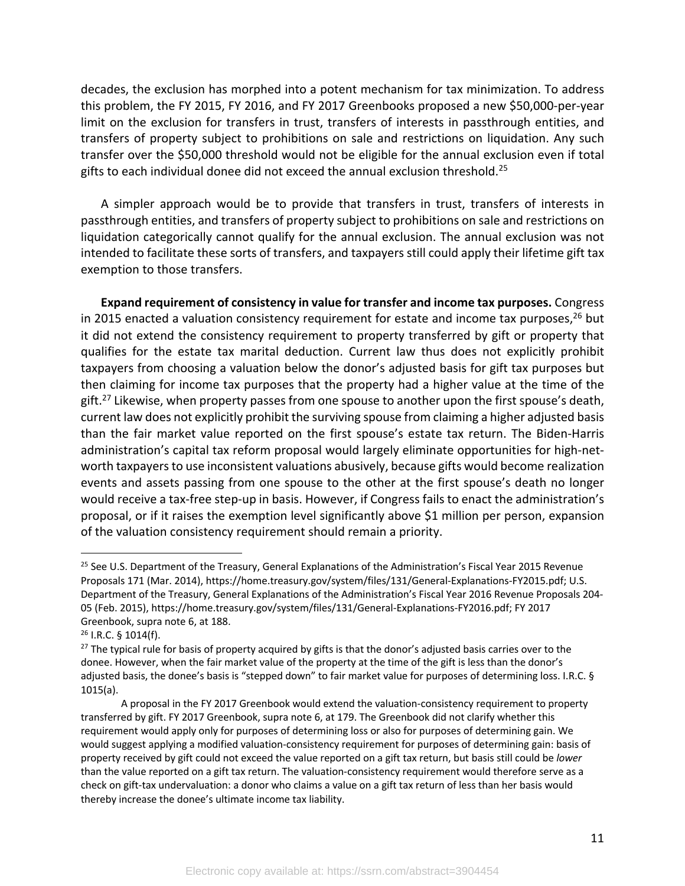decades, the exclusion has morphed into a potent mechanism for tax minimization. To address this problem, the FY 2015, FY 2016, and FY 2017 Greenbooks proposed a new $50,000-per-year limit on the exclusion for transfers in trust, transfers of interests in passthrough entities, and transfers of property subject to prohibitions on sale and restrictions on liquidation. Any such transfer over the $50,000 threshold would not be eligible for the annual exclusion even if total gifts to each individual donee did not exceed the annual exclusion threshold.[25]

A simpler approach would be to provide that transfers in trust, transfers of interests in passthrough entities, and transfers of property subject to prohibitions on sale and restrictions on liquidation categorically cannot qualify for the annual exclusion. The annual exclusion was not intended to facilitate these sorts of transfers, and taxpayers still could apply their lifetime gift tax exemption to those transfers.

**Expand requirement of consistency in value for transfer and income tax purposes.** Congress in 2015 enacted a valuation consistency requirement for estate and income tax purposes,[26] but it did not extend the consistency requirement to property transferred by gift or property that qualifies for the estate tax marital deduction. Current law thus does not explicitly prohibit taxpayers from choosing a valuation below the donor's adjusted basis for gift tax purposes but then claiming for income tax purposes that the property had a higher value at the time of the gift.[27] Likewise, when property passes from one spouse to another upon the first spouse's death, current law does not explicitly prohibit the surviving spouse from claiming a higher adjusted basis than the fair market value reported on the first spouse's estate tax return. The Biden-Harris administration's capital tax reform proposal would largely eliminate opportunities for high-net-worth taxpayers to use inconsistent valuations abusively, because gifts would become realization events and assets passing from one spouse to the other at the first spouse's death no longer would receive a tax-free step-up in basis. However, if Congress fails to enact the administration's proposal, or if it raises the exemption level significantly above $1 million per person, expansion of the valuation consistency requirement should remain a priority.

---

[25] See U.S. Department of the Treasury, General Explanations of the Administration's Fiscal Year 2015 Revenue Proposals 171 (Mar. 2014), https://home.treasury.gov/system/files/131/General-Explanations-FY2015.pdf; U.S. Department of the Treasury, General Explanations of the Administration's Fiscal Year 2016 Revenue Proposals 204-05 (Feb. 2015), https://home.treasury.gov/system/files/131/General-Explanations-FY2016.pdf; FY 2017 Greenbook, supra note 6, at 188.

[26] I.R.C. § 1014(f).

[27] The typical rule for basis of property acquired by gifts is that the donor's adjusted basis carries over to the donee. However, when the fair market value of the property at the time of the gift is less than the donor's adjusted basis, the donee's basis is "stepped down" to fair market value for purposes of determining loss. I.R.C. § 1015(a).

A proposal in the FY 2017 Greenbook would extend the valuation-consistency requirement to property transferred by gift. FY 2017 Greenbook, supra note 6, at 179. The Greenbook did not clarify whether this requirement would apply only for purposes of determining loss or also for purposes of determining gain. We would suggest applying a modified valuation-consistency requirement for purposes of determining gain: basis of property received by gift could not exceed the value reported on a gift tax return, but basis still could be *lower* than the value reported on a gift tax return. The valuation-consistency requirement would therefore serve as a check on gift-tax undervaluation: a donor who claims a value on a gift tax return of less than her basis would thereby increase the donee's ultimate income tax liability.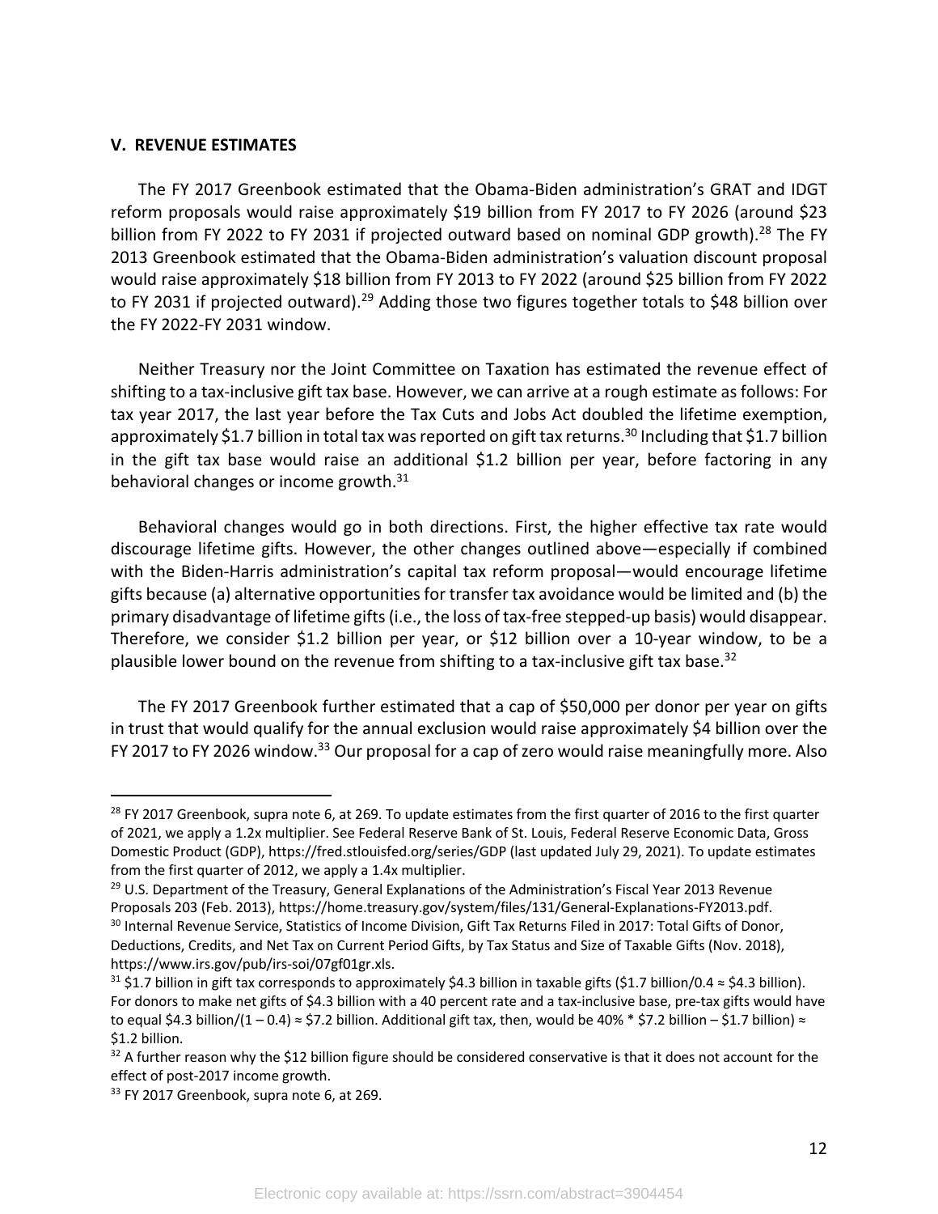### V. REVENUE ESTIMATES

The FY 2017 Greenbook estimated that the Obama-Biden administration's GRAT and IDGT reform proposals would raise approximately \$19 billion from FY 2017 to FY 2026 (around \$23 billion from FY 2022 to FY 2031 if projected outward based on nominal GDP growth).[28] The FY 2013 Greenbook estimated that the Obama-Biden administration's valuation discount proposal would raise approximately \$18 billion from FY 2013 to FY 2022 (around \$25 billion from FY 2022 to FY 2031 if projected outward).[29] Adding those two figures together totals to \$48 billion over the FY 2022-FY 2031 window.

Neither Treasury nor the Joint Committee on Taxation has estimated the revenue effect of shifting to a tax-inclusive gift tax base. However, we can arrive at a rough estimate as follows: For tax year 2017, the last year before the Tax Cuts and Jobs Act doubled the lifetime exemption, approximately \$1.7 billion in total tax was reported on gift tax returns.[30] Including that \$1.7 billion in the gift tax base would raise an additional \$1.2 billion per year, before factoring in any behavioral changes or income growth.[31]

Behavioral changes would go in both directions. First, the higher effective tax rate would discourage lifetime gifts. However, the other changes outlined above—especially if combined with the Biden-Harris administration's capital tax reform proposal—would encourage lifetime gifts because (a) alternative opportunities for transfer tax avoidance would be limited and (b) the primary disadvantage of lifetime gifts (i.e., the loss of tax-free stepped-up basis) would disappear. Therefore, we consider \$1.2 billion per year, or \$12 billion over a 10-year window, to be a plausible lower bound on the revenue from shifting to a tax-inclusive gift tax base.[32]

The FY 2017 Greenbook further estimated that a cap of \$50,000 per donor per year on gifts in trust that would qualify for the annual exclusion would raise approximately \$4 billion over the FY 2017 to FY 2026 window.[33] Our proposal for a cap of zero would raise meaningfully more. Also

---

[28] FY 2017 Greenbook, supra note 6, at 269. To update estimates from the first quarter of 2016 to the first quarter of 2021, we apply a 1.2x multiplier. See Federal Reserve Bank of St. Louis, Federal Reserve Economic Data, Gross Domestic Product (GDP), https://fred.stlouisfed.org/series/GDP (last updated July 29, 2021). To update estimates from the first quarter of 2012, we apply a 1.4x multiplier.

[29] U.S. Department of the Treasury, General Explanations of the Administration's Fiscal Year 2013 Revenue Proposals 203 (Feb. 2013), https://home.treasury.gov/system/files/131/General-Explanations-FY2013.pdf.

[30] Internal Revenue Service, Statistics of Income Division, Gift Tax Returns Filed in 2017: Total Gifts of Donor, Deductions, Credits, and Net Tax on Current Period Gifts, by Tax Status and Size of Taxable Gifts (Nov. 2018), https://www.irs.gov/pub/irs-soi/07gf01gr.xls.

[31] \$1.7 billion in gift tax corresponds to approximately \$4.3 billion in taxable gifts (\$1.7 billion/0.4 ≈ \$4.3 billion). For donors to make net gifts of \$4.3 billion with a 40 percent rate and a tax-inclusive base, pre-tax gifts would have to equal \$4.3 billion/(1 – 0.4) ≈ \$7.2 billion. Additional gift tax, then, would be 40% * \$7.2 billion – \$1.7 billion) ≈ \$1.2 billion.

[32] A further reason why the \$12 billion figure should be considered conservative is that it does not account for the effect of post-2017 income growth.

[33] FY 2017 Greenbook, supra note 6, at 269.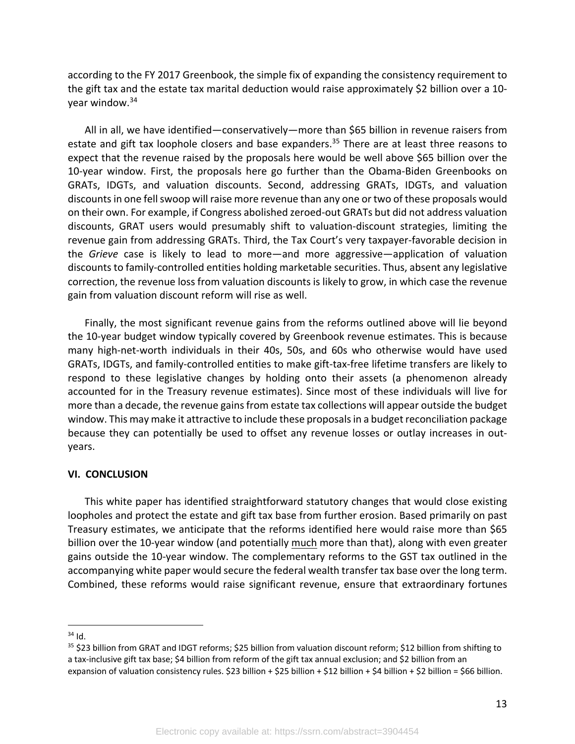according to the FY 2017 Greenbook, the simple fix of expanding the consistency requirement to the gift tax and the estate tax marital deduction would raise approximately $2 billion over a 10-year window.[34]

All in all, we have identified—conservatively—more than $65 billion in revenue raisers from estate and gift tax loophole closers and base expanders.[35] There are at least three reasons to expect that the revenue raised by the proposals here would be well above $65 billion over the 10-year window. First, the proposals here go further than the Obama-Biden Greenbooks on GRATs, IDGTs, and valuation discounts. Second, addressing GRATs, IDGTs, and valuation discounts in one fell swoop will raise more revenue than any one or two of these proposals would on their own. For example, if Congress abolished zeroed-out GRATs but did not address valuation discounts, GRAT users would presumably shift to valuation-discount strategies, limiting the revenue gain from addressing GRATs. Third, the Tax Court's very taxpayer-favorable decision in the *Grieve* case is likely to lead to more—and more aggressive—application of valuation discounts to family-controlled entities holding marketable securities. Thus, absent any legislative correction, the revenue loss from valuation discounts is likely to grow, in which case the revenue gain from valuation discount reform will rise as well.

Finally, the most significant revenue gains from the reforms outlined above will lie beyond the 10-year budget window typically covered by Greenbook revenue estimates. This is because many high-net-worth individuals in their 40s, 50s, and 60s who otherwise would have used GRATs, IDGTs, and family-controlled entities to make gift-tax-free lifetime transfers are likely to respond to these legislative changes by holding onto their assets (a phenomenon already accounted for in the Treasury revenue estimates). Since most of these individuals will live for more than a decade, the revenue gains from estate tax collections will appear outside the budget window. This may make it attractive to include these proposals in a budget reconciliation package because they can potentially be used to offset any revenue losses or outlay increases in out-years.

## VI. CONCLUSION

This white paper has identified straightforward statutory changes that would close existing loopholes and protect the estate and gift tax base from further erosion. Based primarily on past Treasury estimates, we anticipate that the reforms identified here would raise more than $65 billion over the 10-year window (and potentially <u>much</u> more than that), along with even greater gains outside the 10-year window. The complementary reforms to the GST tax outlined in the accompanying white paper would secure the federal wealth transfer tax base over the long term. Combined, these reforms would raise significant revenue, ensure that extraordinary fortunes

---

[34] Id.

[35] $23 billion from GRAT and IDGT reforms; $25 billion from valuation discount reform; $12 billion from shifting to a tax-inclusive gift tax base; $4 billion from reform of the gift tax annual exclusion; and $2 billion from an expansion of valuation consistency rules. $23 billion + $25 billion + $12 billion + $4 billion + $2 billion = $66 billion.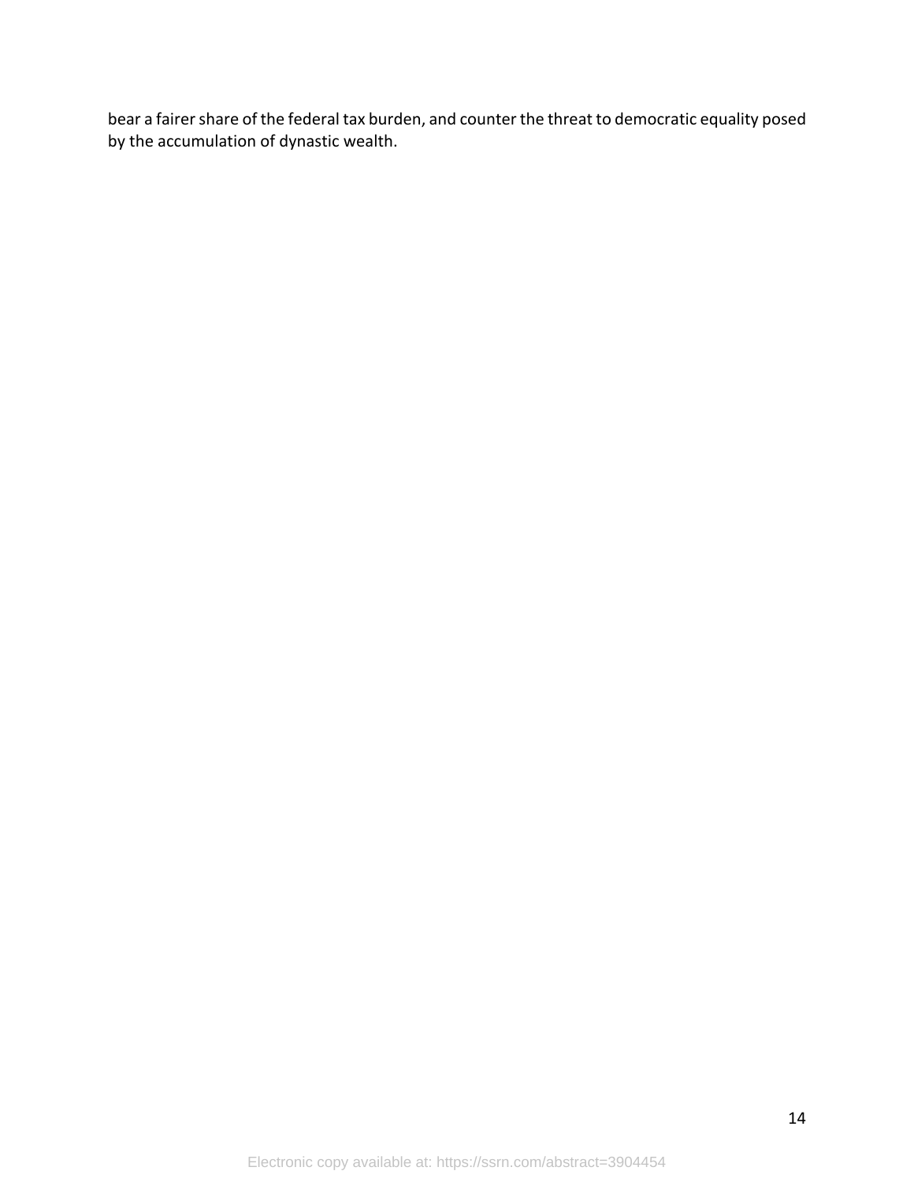bear a fairer share of the federal tax burden, and counter the threat to democratic equality posed by the accumulation of dynastic wealth.